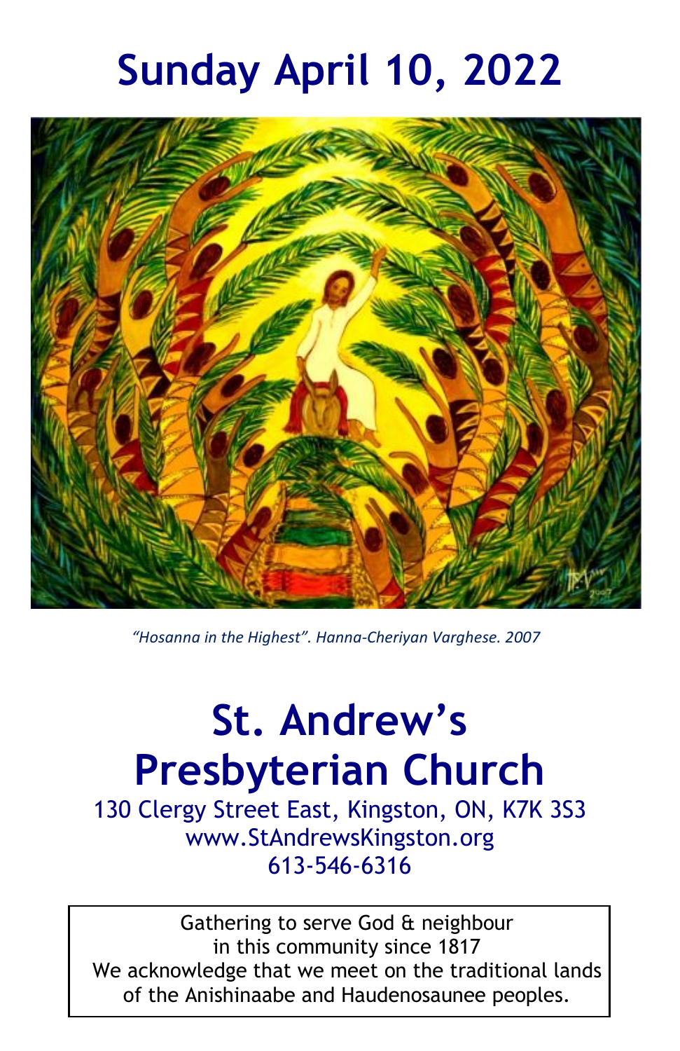# Sunday April 10, 2022

*"Hosanna in the Highest". Hanna-Cheriyan Varghese. 2007*

# St. Andrew's Presbyterian Church

130 Clergy Street East, Kingston, ON, K7K 3S3
www.StAndrewsKingston.org
613-546-6316

Gathering to serve God & neighbour
in this community since 1817
We acknowledge that we meet on the traditional lands
of the Anishinaabe and Haudenosaunee peoples.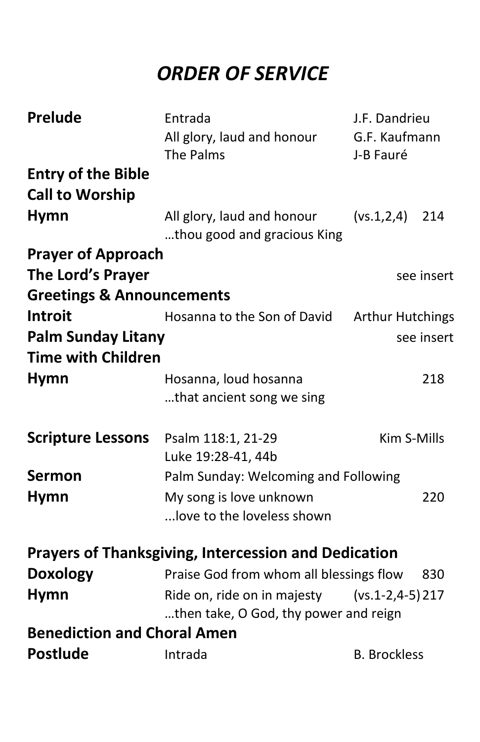# *ORDER OF SERVICE*

**Prelude** Entrada — J.F. Dandrieu
All glory, laud and honour — G.F. Kaufmann
The Palms — J-B Fauré

**Entry of the Bible**

**Call to Worship**

**Hymn** All glory, laud and honour (vs.1,2,4) 214
…thou good and gracious King

**Prayer of Approach**

**The Lord's Prayer** see insert

**Greetings & Announcements**

**Introit** Hosanna to the Son of David — Arthur Hutchings

**Palm Sunday Litany** see insert

**Time with Children**

**Hymn** Hosanna, loud hosanna 218
…that ancient song we sing

**Scripture Lessons** Psalm 118:1, 21-29 — Kim S-Mills
Luke 19:28-41, 44b

**Sermon** Palm Sunday: Welcoming and Following

**Hymn** My song is love unknown 220
...love to the loveless shown

**Prayers of Thanksgiving, Intercession and Dedication**

**Doxology** Praise God from whom all blessings flow 830

**Hymn** Ride on, ride on in majesty (vs.1-2,4-5) 217
…then take, O God, thy power and reign

**Benediction and Choral Amen**

**Postlude** Intrada — B. Brockless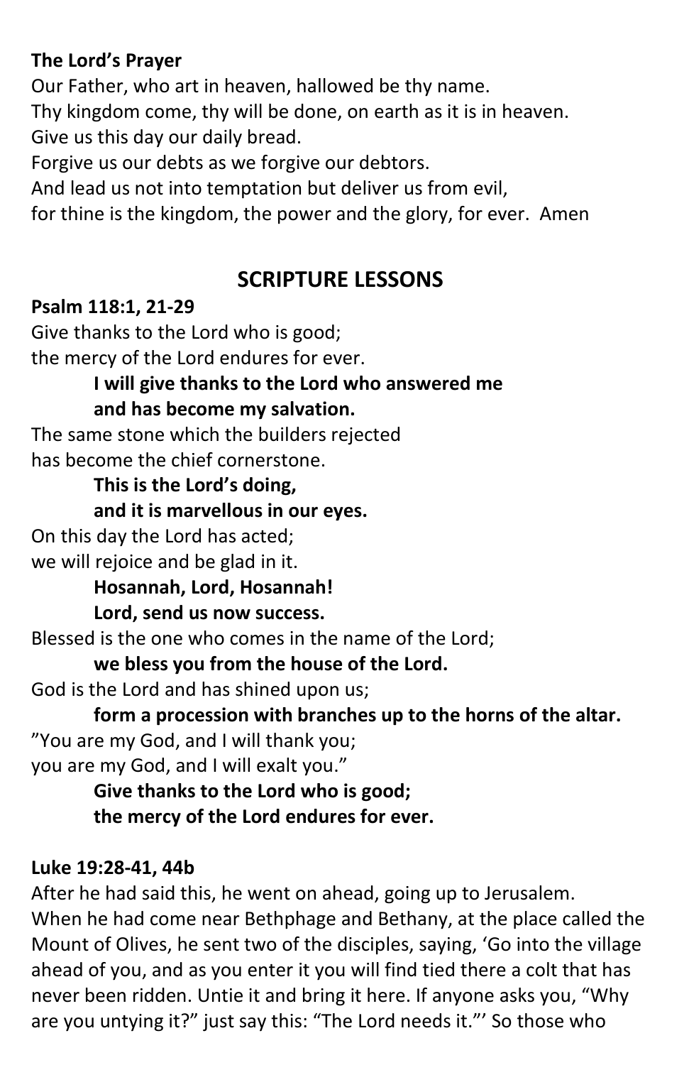**The Lord's Prayer**

Our Father, who art in heaven, hallowed be thy name.
Thy kingdom come, thy will be done, on earth as it is in heaven.
Give us this day our daily bread.
Forgive us our debts as we forgive our debtors.
And lead us not into temptation but deliver us from evil,
for thine is the kingdom, the power and the glory, for ever. Amen

## SCRIPTURE LESSONS

**Psalm 118:1, 21-29**

Give thanks to the Lord who is good;
the mercy of the Lord endures for ever.

> **I will give thanks to the Lord who answered me**
> **and has become my salvation.**

The same stone which the builders rejected
has become the chief cornerstone.

> **This is the Lord's doing,**
> **and it is marvellous in our eyes.**

On this day the Lord has acted;
we will rejoice and be glad in it.

> **Hosannah, Lord, Hosannah!**
> **Lord, send us now success.**

Blessed is the one who comes in the name of the Lord;

> **we bless you from the house of the Lord.**

God is the Lord and has shined upon us;

> **form a procession with branches up to the horns of the altar.**

"You are my God, and I will thank you;
you are my God, and I will exalt you."

> **Give thanks to the Lord who is good;**
> **the mercy of the Lord endures for ever.**

**Luke 19:28-41, 44b**

After he had said this, he went on ahead, going up to Jerusalem. When he had come near Bethphage and Bethany, at the place called the Mount of Olives, he sent two of the disciples, saying, 'Go into the village ahead of you, and as you enter it you will find tied there a colt that has never been ridden. Untie it and bring it here. If anyone asks you, "Why are you untying it?" just say this: "The Lord needs it."' So those who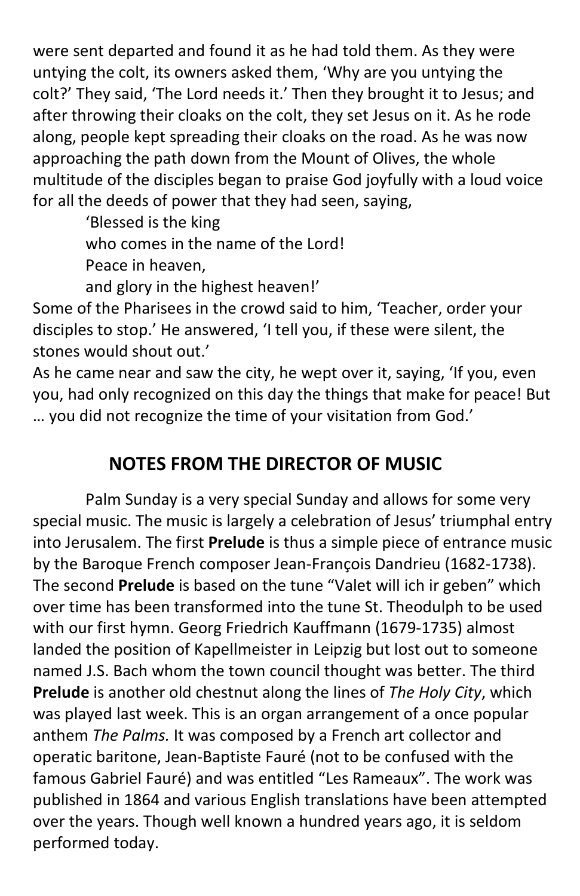were sent departed and found it as he had told them. As they were untying the colt, its owners asked them, 'Why are you untying the colt?' They said, 'The Lord needs it.' Then they brought it to Jesus; and after throwing their cloaks on the colt, they set Jesus on it. As he rode along, people kept spreading their cloaks on the road. As he was now approaching the path down from the Mount of Olives, the whole multitude of the disciples began to praise God joyfully with a loud voice for all the deeds of power that they had seen, saying,

> 'Blessed is the king
> who comes in the name of the Lord!
> Peace in heaven,
> and glory in the highest heaven!'

Some of the Pharisees in the crowd said to him, 'Teacher, order your disciples to stop.' He answered, 'I tell you, if these were silent, the stones would shout out.'

As he came near and saw the city, he wept over it, saying, 'If you, even you, had only recognized on this day the things that make for peace! But … you did not recognize the time of your visitation from God.'

## NOTES FROM THE DIRECTOR OF MUSIC

Palm Sunday is a very special Sunday and allows for some very special music. The music is largely a celebration of Jesus' triumphal entry into Jerusalem. The first **Prelude** is thus a simple piece of entrance music by the Baroque French composer Jean-François Dandrieu (1682-1738). The second **Prelude** is based on the tune "Valet will ich ir geben" which over time has been transformed into the tune St. Theodulph to be used with our first hymn. Georg Friedrich Kauffmann (1679-1735) almost landed the position of Kapellmeister in Leipzig but lost out to someone named J.S. Bach whom the town council thought was better. The third **Prelude** is another old chestnut along the lines of *The Holy City*, which was played last week. This is an organ arrangement of a once popular anthem *The Palms.* It was composed by a French art collector and operatic baritone, Jean-Baptiste Fauré (not to be confused with the famous Gabriel Fauré) and was entitled "Les Rameaux". The work was published in 1864 and various English translations have been attempted over the years. Though well known a hundred years ago, it is seldom performed today.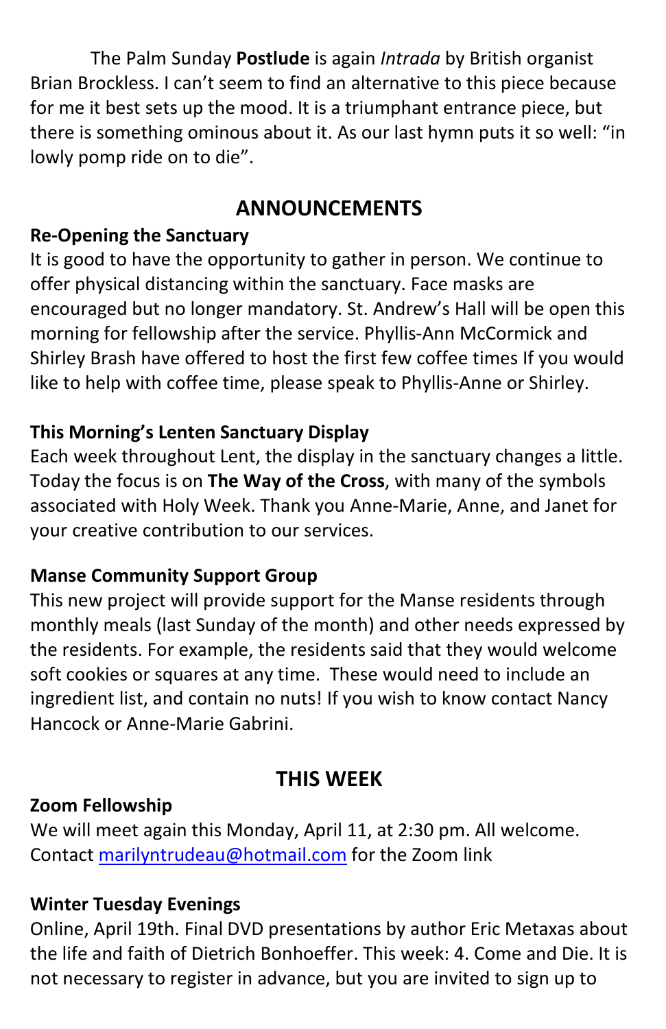The Palm Sunday **Postlude** is again *Intrada* by British organist Brian Brockless. I can't seem to find an alternative to this piece because for me it best sets up the mood. It is a triumphant entrance piece, but there is something ominous about it. As our last hymn puts it so well: "in lowly pomp ride on to die".

## ANNOUNCEMENTS

**Re-Opening the Sanctuary**
It is good to have the opportunity to gather in person. We continue to offer physical distancing within the sanctuary. Face masks are encouraged but no longer mandatory. St. Andrew's Hall will be open this morning for fellowship after the service. Phyllis-Ann McCormick and Shirley Brash have offered to host the first few coffee times If you would like to help with coffee time, please speak to Phyllis-Anne or Shirley.

**This Morning's Lenten Sanctuary Display**
Each week throughout Lent, the display in the sanctuary changes a little. Today the focus is on **The Way of the Cross**, with many of the symbols associated with Holy Week. Thank you Anne-Marie, Anne, and Janet for your creative contribution to our services.

**Manse Community Support Group**
This new project will provide support for the Manse residents through monthly meals (last Sunday of the month) and other needs expressed by the residents. For example, the residents said that they would welcome soft cookies or squares at any time. These would need to include an ingredient list, and contain no nuts! If you wish to know contact Nancy Hancock or Anne-Marie Gabrini.

## THIS WEEK

**Zoom Fellowship**
We will meet again this Monday, April 11, at 2:30 pm. All welcome. Contact marilyntrudeau@hotmail.com for the Zoom link

**Winter Tuesday Evenings**
Online, April 19th. Final DVD presentations by author Eric Metaxas about the life and faith of Dietrich Bonhoeffer. This week: 4. Come and Die. It is not necessary to register in advance, but you are invited to sign up to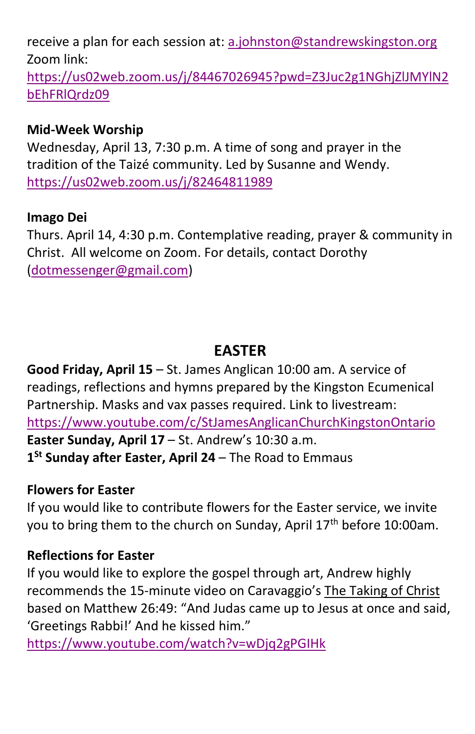receive a plan for each session at: a.johnston@standrewskingston.org
Zoom link:
https://us02web.zoom.us/j/84467026945?pwd=Z3Juc2g1NGhjZlJMYlN2bEhFRlQrdz09

**Mid-Week Worship**
Wednesday, April 13, 7:30 p.m. A time of song and prayer in the tradition of the Taizé community. Led by Susanne and Wendy.
https://us02web.zoom.us/j/82464811989

**Imago Dei**
Thurs. April 14, 4:30 p.m. Contemplative reading, prayer & community in Christ. All welcome on Zoom. For details, contact Dorothy (dotmessenger@gmail.com)

## EASTER

**Good Friday, April 15** – St. James Anglican 10:00 am. A service of readings, reflections and hymns prepared by the Kingston Ecumenical Partnership. Masks and vax passes required. Link to livestream:
https://www.youtube.com/c/StJamesAnglicanChurchKingstonOntario
**Easter Sunday, April 17** – St. Andrew's 10:30 a.m.
**1st Sunday after Easter, April 24** – The Road to Emmaus

**Flowers for Easter**
If you would like to contribute flowers for the Easter service, we invite you to bring them to the church on Sunday, April 17th before 10:00am.

**Reflections for Easter**
If you would like to explore the gospel through art, Andrew highly recommends the 15-minute video on Caravaggio's The Taking of Christ based on Matthew 26:49: "And Judas came up to Jesus at once and said, 'Greetings Rabbi!' And he kissed him."
https://www.youtube.com/watch?v=wDjq2gPGIHk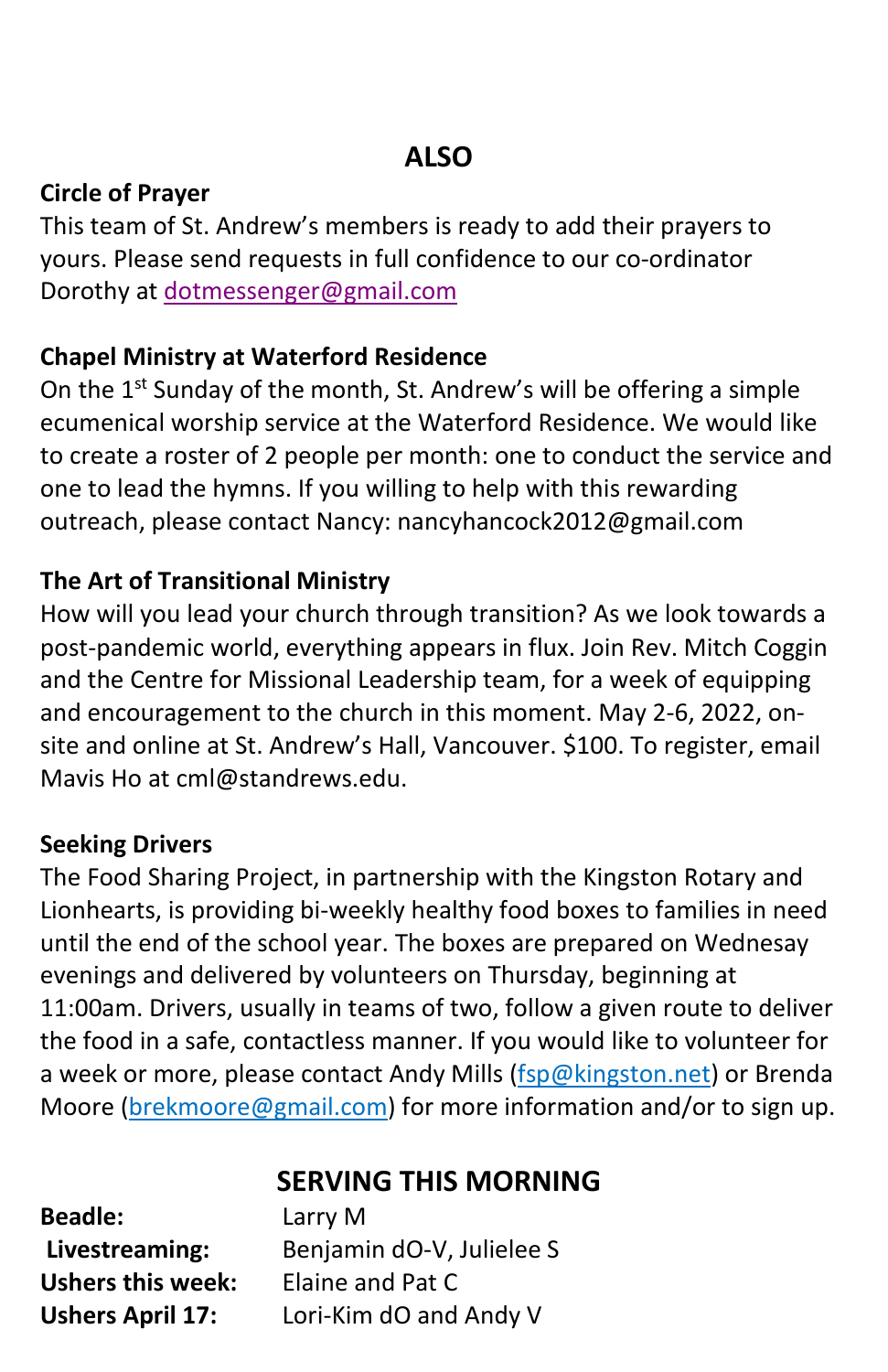## ALSO

**Circle of Prayer**

This team of St. Andrew's members is ready to add their prayers to yours. Please send requests in full confidence to our co-ordinator Dorothy at dotmessenger@gmail.com

**Chapel Ministry at Waterford Residence**

On the 1st Sunday of the month, St. Andrew's will be offering a simple ecumenical worship service at the Waterford Residence. We would like to create a roster of 2 people per month: one to conduct the service and one to lead the hymns. If you willing to help with this rewarding outreach, please contact Nancy: nancyhancock2012@gmail.com

**The Art of Transitional Ministry**

How will you lead your church through transition? As we look towards a post-pandemic world, everything appears in flux. Join Rev. Mitch Coggin and the Centre for Missional Leadership team, for a week of equipping and encouragement to the church in this moment. May 2-6, 2022, on-site and online at St. Andrew's Hall, Vancouver. $100. To register, email Mavis Ho at cml@standrews.edu.

**Seeking Drivers**

The Food Sharing Project, in partnership with the Kingston Rotary and Lionhearts, is providing bi-weekly healthy food boxes to families in need until the end of the school year. The boxes are prepared on Wednesay evenings and delivered by volunteers on Thursday, beginning at 11:00am. Drivers, usually in teams of two, follow a given route to deliver the food in a safe, contactless manner. If you would like to volunteer for a week or more, please contact Andy Mills (fsp@kingston.net) or Brenda Moore (brekmoore@gmail.com) for more information and/or to sign up.

## SERVING THIS MORNING

| | |
|---|---|
| **Beadle:** | Larry M |
| **Livestreaming:** | Benjamin dO-V, Julielee S |
| **Ushers this week:** | Elaine and Pat C |
| **Ushers April 17:** | Lori-Kim dO and Andy V |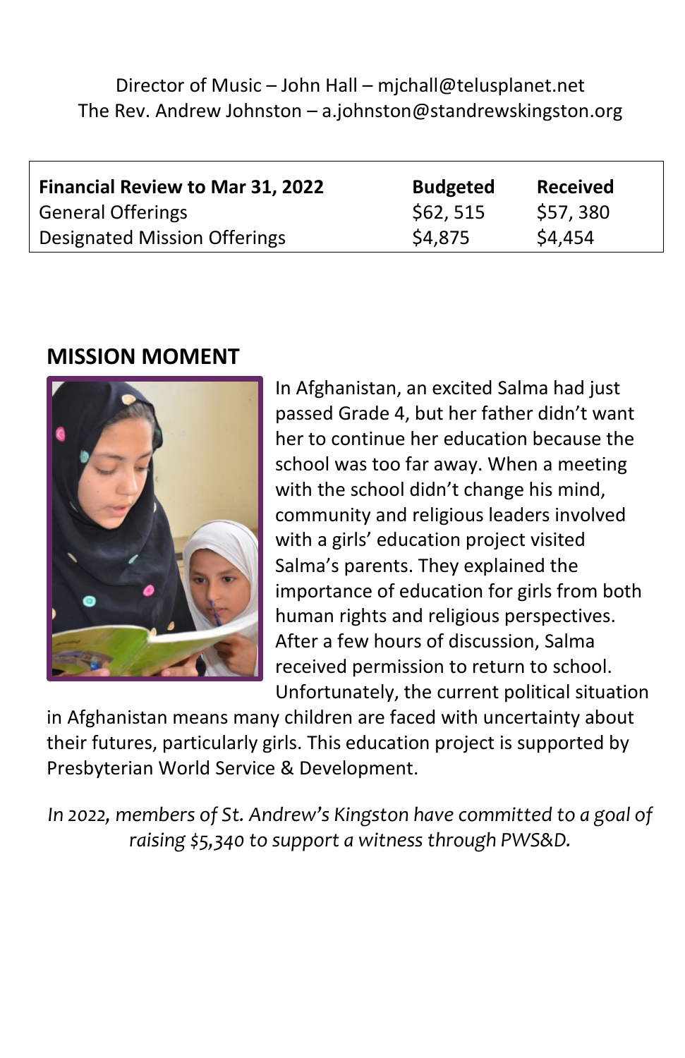Director of Music – John Hall – mjchall@telusplanet.net
The Rev. Andrew Johnston – a.johnston@standrewskingston.org

| **Financial Review to Mar 31, 2022** | **Budgeted** | **Received** |
|---|---|---|
| General Offerings | $62, 515 | $57, 380 |
| Designated Mission Offerings | $4,875 | $4,454 |

## MISSION MOMENT

In Afghanistan, an excited Salma had just passed Grade 4, but her father didn't want her to continue her education because the school was too far away. When a meeting with the school didn't change his mind, community and religious leaders involved with a girls' education project visited Salma's parents. They explained the importance of education for girls from both human rights and religious perspectives. After a few hours of discussion, Salma received permission to return to school. Unfortunately, the current political situation in Afghanistan means many children are faced with uncertainty about their futures, particularly girls. This education project is supported by Presbyterian World Service & Development.

*In 2022, members of St. Andrew's Kingston have committed to a goal of raising $5,340 to support a witness through PWS&D.*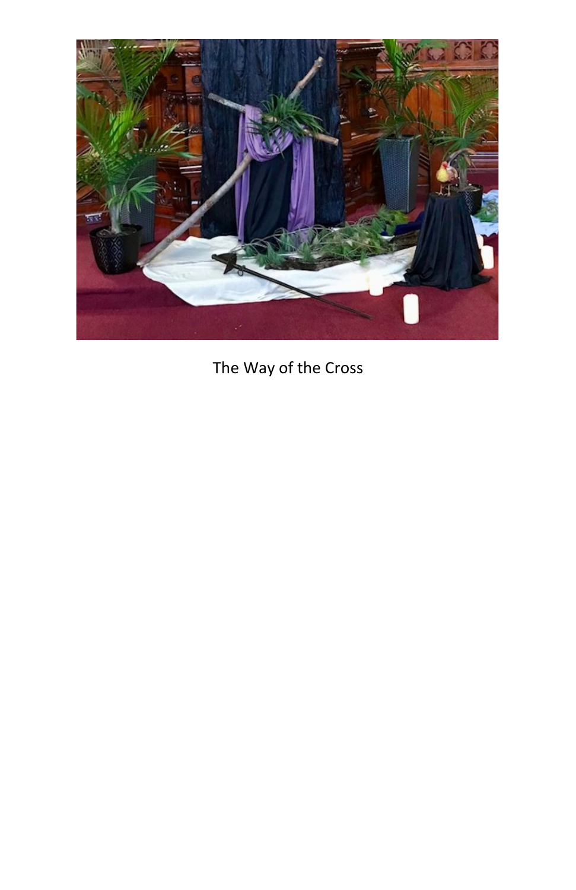The Way of the Cross